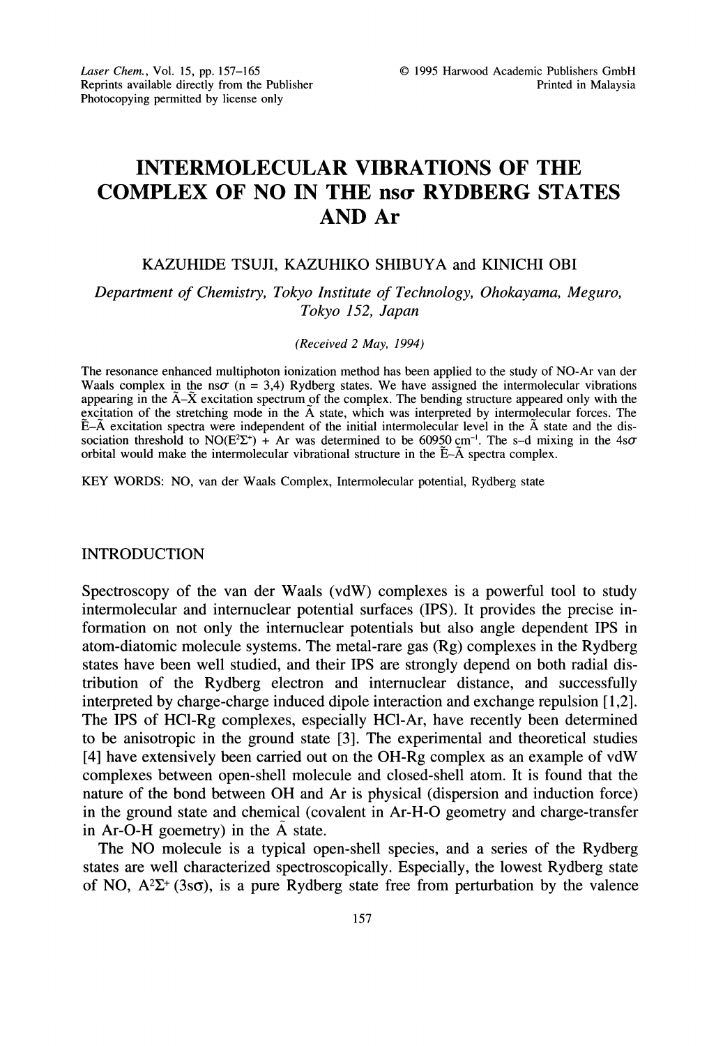# INTERMOLECULAR VIBRATIONS OF THE COMPLEX OF NO IN THE ns$\sigma$ RYDBERG STATES AND Ar

KAZUHIDE TSUJI, KAZUHIKO SHIBUYA and KINICHI OBI

*Department of Chemistry, Tokyo Institute of Technology, Ohokayama, Meguro, Tokyo 152, Japan*

*(Received 2 May, 1994)*

The resonance enhanced multiphoton ionization method has been applied to the study of NO-Ar van der Waals complex in the ns$\sigma$ (n = 3,4) Rydberg states. We have assigned the intermolecular vibrations appearing in the $\tilde{A}$–$\tilde{X}$ excitation spectrum of the complex. The bending structure appeared only with the excitation of the stretching mode in the $\tilde{A}$ state, which was interpreted by intermolecular forces. The $\tilde{E}$–$\tilde{A}$ excitation spectra were independent of the initial intermolecular level in the $\tilde{A}$ state and the dissociation threshold to NO($E^2\Sigma^+$) + Ar was determined to be 60950 cm$^{-1}$. The s–d mixing in the 4s$\sigma$ orbital would make the intermolecular vibrational structure in the $\tilde{E}$–$\tilde{A}$ spectra complex.

KEY WORDS: NO, van der Waals Complex, Intermolecular potential, Rydberg state

## INTRODUCTION

Spectroscopy of the van der Waals (vdW) complexes is a powerful tool to study intermolecular and internuclear potential surfaces (IPS). It provides the precise information on not only the internuclear potentials but also angle dependent IPS in atom-diatomic molecule systems. The metal-rare gas (Rg) complexes in the Rydberg states have been well studied, and their IPS are strongly depend on both radial distribution of the Rydberg electron and internuclear distance, and successfully interpreted by charge-charge induced dipole interaction and exchange repulsion [1,2]. The IPS of HCl-Rg complexes, especially HCl-Ar, have recently been determined to be anisotropic in the ground state [3]. The experimental and theoretical studies [4] have extensively been carried out on the OH-Rg complex as an example of vdW complexes between open-shell molecule and closed-shell atom. It is found that the nature of the bond between OH and Ar is physical (dispersion and induction force) in the ground state and chemical (covalent in Ar-H-O geometry and charge-transfer in Ar-O-H goemetry) in the $\tilde{A}$ state.

The NO molecule is a typical open-shell species, and a series of the Rydberg states are well characterized spectroscopically. Especially, the lowest Rydberg state of NO, $A^2\Sigma^+$ (3s$\sigma$), is a pure Rydberg state free from perturbation by the valence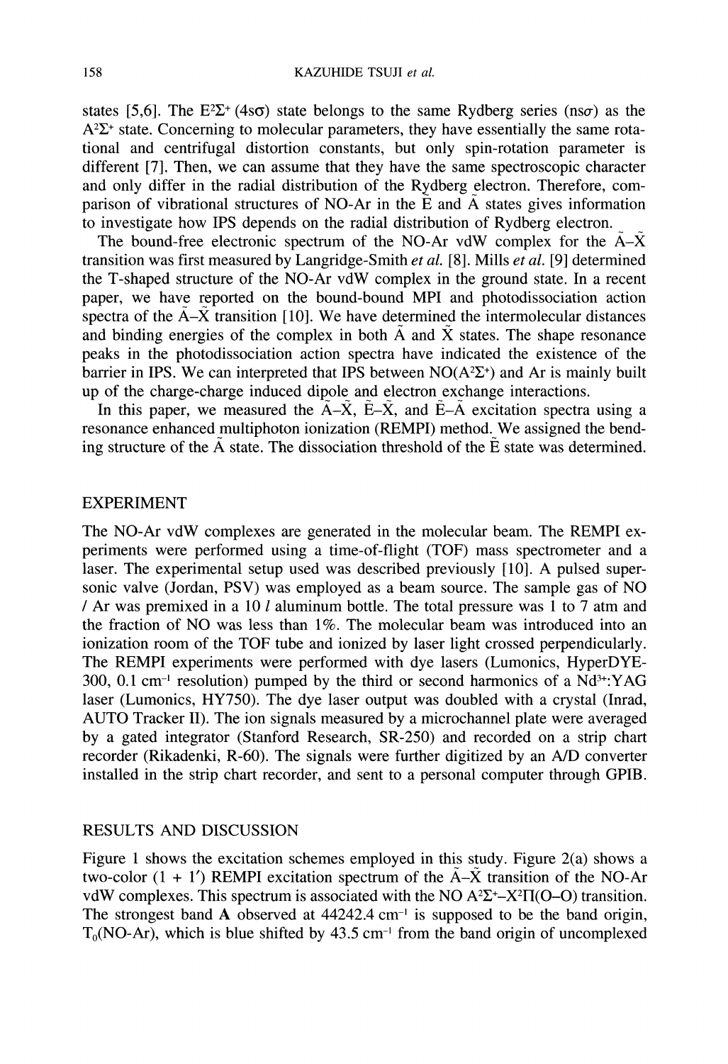states [5,6]. The $E^2\Sigma^+$ (4s$\sigma$) state belongs to the same Rydberg series (ns$\sigma$) as the $A^2\Sigma^+$ state. Concerning to molecular parameters, they have essentially the same rotational and centrifugal distortion constants, but only spin-rotation parameter is different [7]. Then, we can assume that they have the same spectroscopic character and only differ in the radial distribution of the Rydberg electron. Therefore, comparison of vibrational structures of NO-Ar in the $\tilde{E}$ and $\tilde{A}$ states gives information to investigate how IPS depends on the radial distribution of Rydberg electron.

The bound-free electronic spectrum of the NO-Ar vdW complex for the $\tilde{A}$–$\tilde{X}$ transition was first measured by Langridge-Smith *et al.* [8]. Mills *et al.* [9] determined the T-shaped structure of the NO-Ar vdW complex in the ground state. In a recent paper, we have reported on the bound-bound MPI and photodissociation action spectra of the $\tilde{A}$–$\tilde{X}$ transition [10]. We have determined the intermolecular distances and binding energies of the complex in both $\tilde{A}$ and $\tilde{X}$ states. The shape resonance peaks in the photodissociation action spectra have indicated the existence of the barrier in IPS. We can interpreted that IPS between NO($A^2\Sigma^+$) and Ar is mainly built up of the charge-charge induced dipole and electron exchange interactions.

In this paper, we measured the $\tilde{A}$–$\tilde{X}$, $\tilde{E}$–$\tilde{X}$, and $\tilde{E}$–$\tilde{A}$ excitation spectra using a resonance enhanced multiphoton ionization (REMPI) method. We assigned the bending structure of the $\tilde{A}$ state. The dissociation threshold of the $\tilde{E}$ state was determined.

## EXPERIMENT

The NO-Ar vdW complexes are generated in the molecular beam. The REMPI experiments were performed using a time-of-flight (TOF) mass spectrometer and a laser. The experimental setup used was described previously [10]. A pulsed supersonic valve (Jordan, PSV) was employed as a beam source. The sample gas of NO / Ar was premixed in a 10 *l* aluminum bottle. The total pressure was 1 to 7 atm and the fraction of NO was less than 1%. The molecular beam was introduced into an ionization room of the TOF tube and ionized by laser light crossed perpendicularly. The REMPI experiments were performed with dye lasers (Lumonics, HyperDYE-300, 0.1 $cm^{-1}$ resolution) pumped by the third or second harmonics of a $Nd^{3+}$:YAG laser (Lumonics, HY750). The dye laser output was doubled with a crystal (Inrad, AUTO Tracker II). The ion signals measured by a microchannel plate were averaged by a gated integrator (Stanford Research, SR-250) and recorded on a strip chart recorder (Rikadenki, R-60). The signals were further digitized by an A/D converter installed in the strip chart recorder, and sent to a personal computer through GPIB.

## RESULTS AND DISCUSSION

Figure 1 shows the excitation schemes employed in this study. Figure 2(a) shows a two-color (1 + 1′) REMPI excitation spectrum of the $\tilde{A}$–$\tilde{X}$ transition of the NO-Ar vdW complexes. This spectrum is associated with the NO $A^2\Sigma^+$–$X^2\Pi$(O–O) transition. The strongest band **A** observed at 44242.4 $cm^{-1}$ is supposed to be the band origin, $T_0$(NO-Ar), which is blue shifted by 43.5 $cm^{-1}$ from the band origin of uncomplexed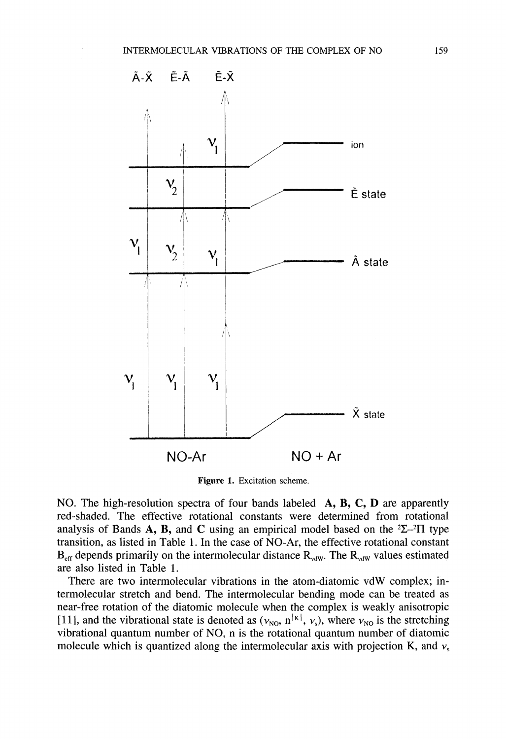**Figure 1.** Excitation scheme.

NO. The high-resolution spectra of four bands labeled **A, B, C, D** are apparently red-shaded. The effective rotational constants were determined from rotational analysis of Bands **A, B,** and **C** using an empirical model based on the $^2\Sigma$–$^2\Pi$ type transition, as listed in Table 1. In the case of NO-Ar, the effective rotational constant $B_{eff}$ depends primarily on the intermolecular distance $R_{vdW}$. The $R_{vdW}$ values estimated are also listed in Table 1.

There are two intermolecular vibrations in the atom-diatomic vdW complex; intermolecular stretch and bend. The intermolecular bending mode can be treated as near-free rotation of the diatomic molecule when the complex is weakly anisotropic [11], and the vibrational state is denoted as ($v_{NO}$, $n^{|K|}$, $v_s$), where $v_{NO}$ is the stretching vibrational quantum number of NO, n is the rotational quantum number of diatomic molecule which is quantized along the intermolecular axis with projection K, and $v_s$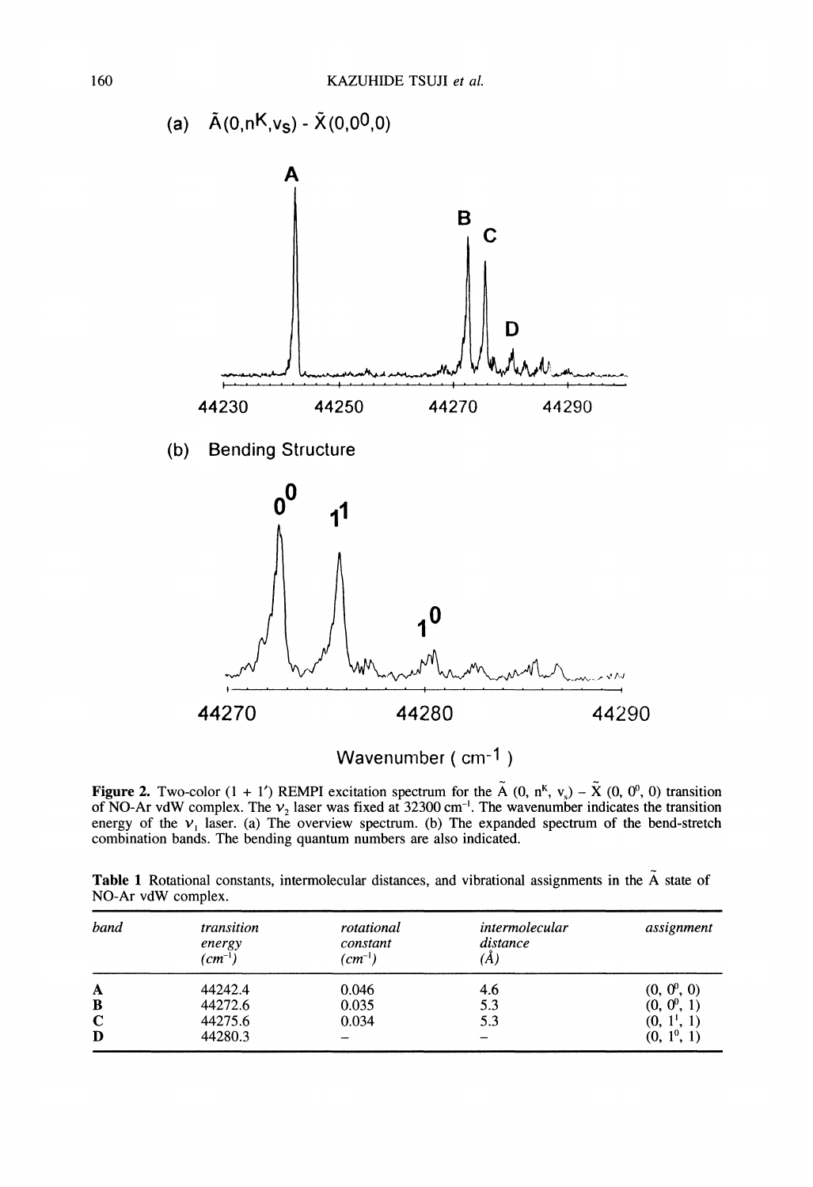(a) $\tilde{A}(0,n^K,v_s)$ - $\tilde{X}(0,0^0,0)$

(b) Bending Structure

**Figure 2.** Two-color (1 + 1′) REMPI excitation spectrum for the $\tilde{A}$ (0, $n^K$, $v_s$) – $\tilde{X}$ (0, $0^0$, 0) transition of NO-Ar vdW complex. The $\nu_2$ laser was fixed at 32300 cm$^{-1}$. The wavenumber indicates the transition energy of the $\nu_1$ laser. (a) The overview spectrum. (b) The expanded spectrum of the bend-stretch combination bands. The bending quantum numbers are also indicated.

**Table 1** Rotational constants, intermolecular distances, and vibrational assignments in the $\tilde{A}$ state of NO-Ar vdW complex.

| *band* | *transition energy (cm$^{-1}$)* | *rotational constant (cm$^{-1}$)* | *intermolecular distance (Å)* | *assignment* |
|---|---|---|---|---|
| **A** | 44242.4 | 0.046 | 4.6 | (0, $0^0$, 0) |
| **B** | 44272.6 | 0.035 | 5.3 | (0, $0^0$, 1) |
| **C** | 44275.6 | 0.034 | 5.3 | (0, $1^1$, 1) |
| **D** | 44280.3 | – | – | (0, $1^0$, 1) |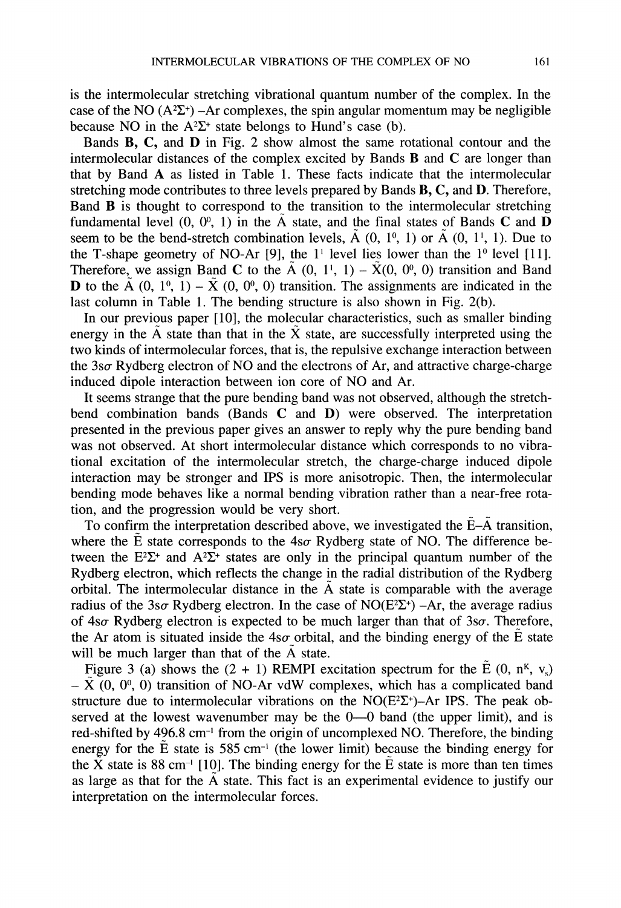is the intermolecular stretching vibrational quantum number of the complex. In the case of the NO ($A^2\Sigma^+$) –Ar complexes, the spin angular momentum may be negligible because NO in the $A^2\Sigma^+$ state belongs to Hund's case (b).

Bands **B**, **C**, and **D** in Fig. 2 show almost the same rotational contour and the intermolecular distances of the complex excited by Bands **B** and **C** are longer than that by Band **A** as listed in Table 1. These facts indicate that the intermolecular stretching mode contributes to three levels prepared by Bands **B**, **C**, and **D**. Therefore, Band **B** is thought to correspond to the transition to the intermolecular stretching fundamental level (0, $0^0$, 1) in the $\tilde{A}$ state, and the final states of Bands **C** and **D** seem to be the bend-stretch combination levels, $\tilde{A}$ (0, $1^0$, 1) or $\tilde{A}$ (0, $1^1$, 1). Due to the T-shape geometry of NO-Ar [9], the $1^1$ level lies lower than the $1^0$ level [11]. Therefore, we assign Band **C** to the $\tilde{A}$ (0, $1^1$, 1) – $\tilde{X}$(0, $0^0$, 0) transition and Band **D** to the $\tilde{A}$ (0, $1^0$, 1) – $\tilde{X}$ (0, $0^0$, 0) transition. The assignments are indicated in the last column in Table 1. The bending structure is also shown in Fig. 2(b).

In our previous paper [10], the molecular characteristics, such as smaller binding energy in the $\tilde{A}$ state than that in the $\tilde{X}$ state, are successfully interpreted using the two kinds of intermolecular forces, that is, the repulsive exchange interaction between the $3s\sigma$ Rydberg electron of NO and the electrons of Ar, and attractive charge-charge induced dipole interaction between ion core of NO and Ar.

It seems strange that the pure bending band was not observed, although the stretch-bend combination bands (Bands **C** and **D**) were observed. The interpretation presented in the previous paper gives an answer to reply why the pure bending band was not observed. At short intermolecular distance which corresponds to no vibrational excitation of the intermolecular stretch, the charge-charge induced dipole interaction may be stronger and IPS is more anisotropic. Then, the intermolecular bending mode behaves like a normal bending vibration rather than a near-free rotation, and the progression would be very short.

To confirm the interpretation described above, we investigated the $\tilde{E}$–$\tilde{A}$ transition, where the $\tilde{E}$ state corresponds to the $4s\sigma$ Rydberg state of NO. The difference between the $E^2\Sigma^+$ and $A^2\Sigma^+$ states are only in the principal quantum number of the Rydberg electron, which reflects the change in the radial distribution of the Rydberg orbital. The intermolecular distance in the $\tilde{A}$ state is comparable with the average radius of the $3s\sigma$ Rydberg electron. In the case of NO($E^2\Sigma^+$) –Ar, the average radius of $4s\sigma$ Rydberg electron is expected to be much larger than that of $3s\sigma$. Therefore, the Ar atom is situated inside the $4s\sigma$ orbital, and the binding energy of the $\tilde{E}$ state will be much larger than that of the $\tilde{A}$ state.

Figure 3 (a) shows the (2 + 1) REMPI excitation spectrum for the $\tilde{E}$ (0, $n^K$, $v_s$) – $\tilde{X}$ (0, $0^0$, 0) transition of NO-Ar vdW complexes, which has a complicated band structure due to intermolecular vibrations on the NO($E^2\Sigma^+$)–Ar IPS. The peak observed at the lowest wavenumber may be the 0—0 band (the upper limit), and is red-shifted by 496.8 cm$^{-1}$ from the origin of uncomplexed NO. Therefore, the binding energy for the $\tilde{E}$ state is 585 cm$^{-1}$ (the lower limit) because the binding energy for the $\tilde{X}$ state is 88 cm$^{-1}$ [10]. The binding energy for the $\tilde{E}$ state is more than ten times as large as that for the $\tilde{A}$ state. This fact is an experimental evidence to justify our interpretation on the intermolecular forces.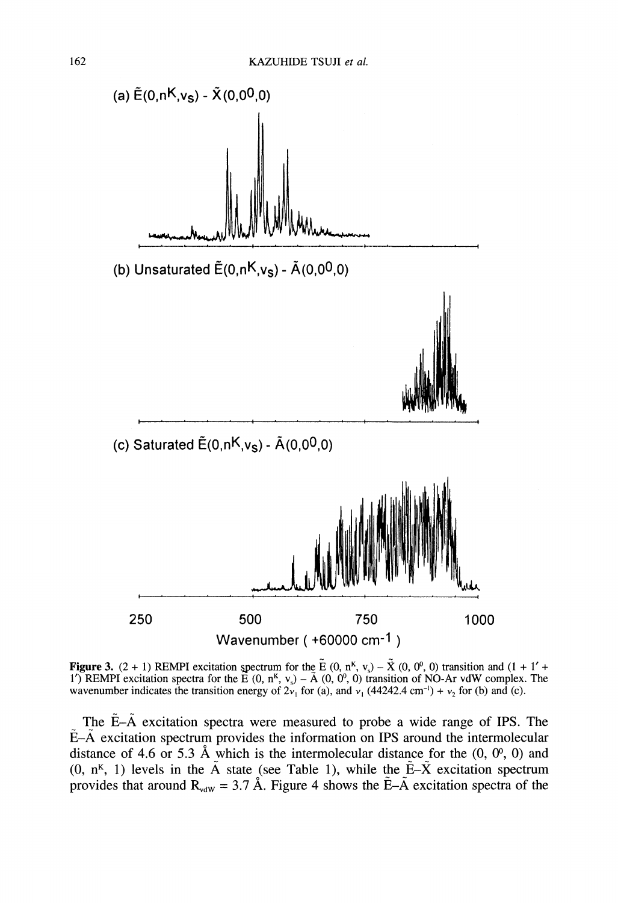**Figure 3.** (2 + 1) REMPI excitation spectrum for the $\tilde{E}$ (0, $n^K$, $v_s$) – $\tilde{X}$ (0, $0^0$, 0) transition and (1 + 1′ + 1′) REMPI excitation spectra for the $\tilde{E}$ (0, $n^K$, $v_s$) – $\tilde{A}$ (0, $0^0$, 0) transition of NO-Ar vdW complex. The wavenumber indicates the transition energy of $2\nu_1$ for (a), and $\nu_1$ (44242.4 cm$^{-1}$) + $\nu_2$ for (b) and (c).

The $\tilde{E}$–$\tilde{A}$ excitation spectra were measured to probe a wide range of IPS. The $\tilde{E}$–$\tilde{A}$ excitation spectrum provides the information on IPS around the intermolecular distance of 4.6 or 5.3 Å which is the intermolecular distance for the (0, $0^0$, 0) and (0, $n^K$, 1) levels in the $\tilde{A}$ state (see Table 1), while the $\tilde{E}$–$\tilde{X}$ excitation spectrum provides that around $R_{vdW}$ = 3.7 Å. Figure 4 shows the $\tilde{E}$–$\tilde{A}$ excitation spectra of the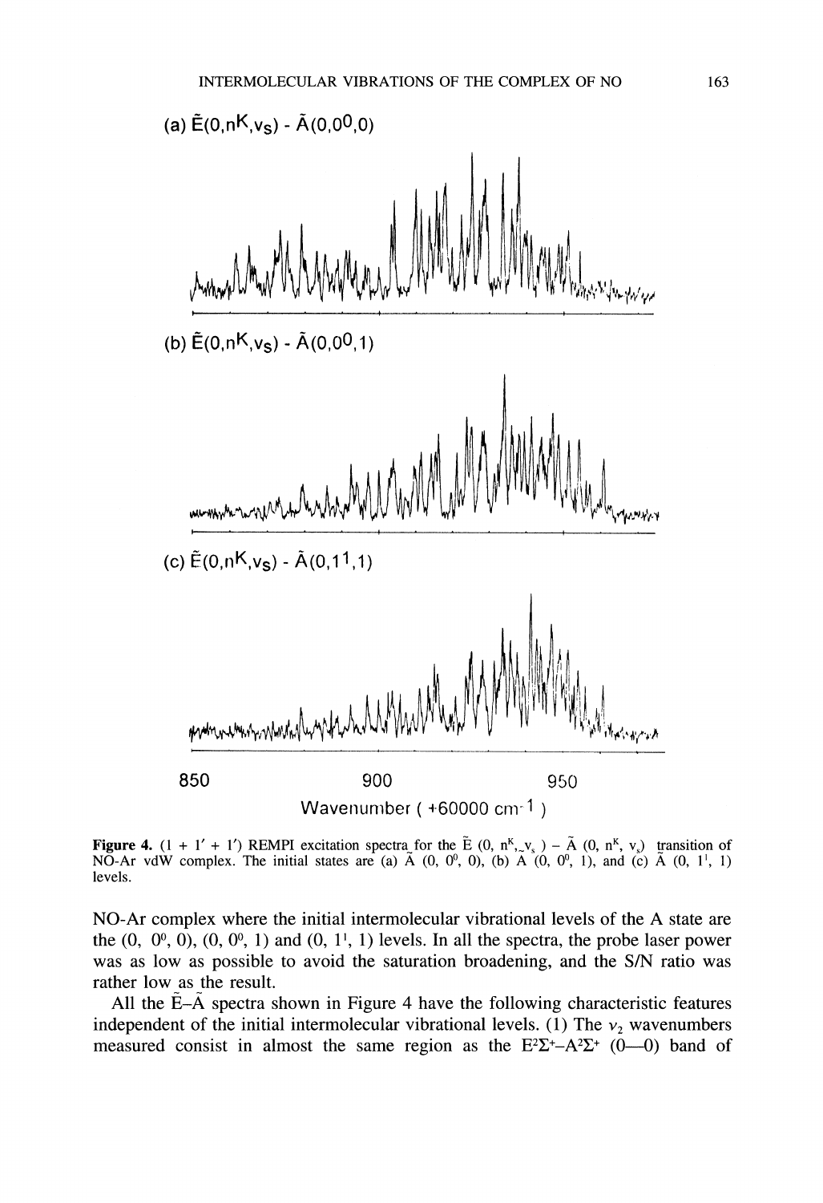Figure 4. (1 + 1′ + 1′) REMPI excitation spectra for the $\tilde{E}$ (0, $n^K$, $v_s$) – $\tilde{A}$ (0, $n^K$, $v_s$) transition of NO-Ar vdW complex. The initial states are (a) $\tilde{A}$ (0, $0^0$, 0), (b) $\tilde{A}$ (0, $0^0$, 1), and (c) $\tilde{A}$ (0, $1^1$, 1) levels.

NO-Ar complex where the initial intermolecular vibrational levels of the A state are the (0, $0^0$, 0), (0, $0^0$, 1) and (0, $1^1$, 1) levels. In all the spectra, the probe laser power was as low as possible to avoid the saturation broadening, and the S/N ratio was rather low as the result.

All the $\tilde{E}$–$\tilde{A}$ spectra shown in Figure 4 have the following characteristic features independent of the initial intermolecular vibrational levels. (1) The $\nu_2$ wavenumbers measured consist in almost the same region as the $E^2\Sigma^+$–$A^2\Sigma^+$ (0—0) band of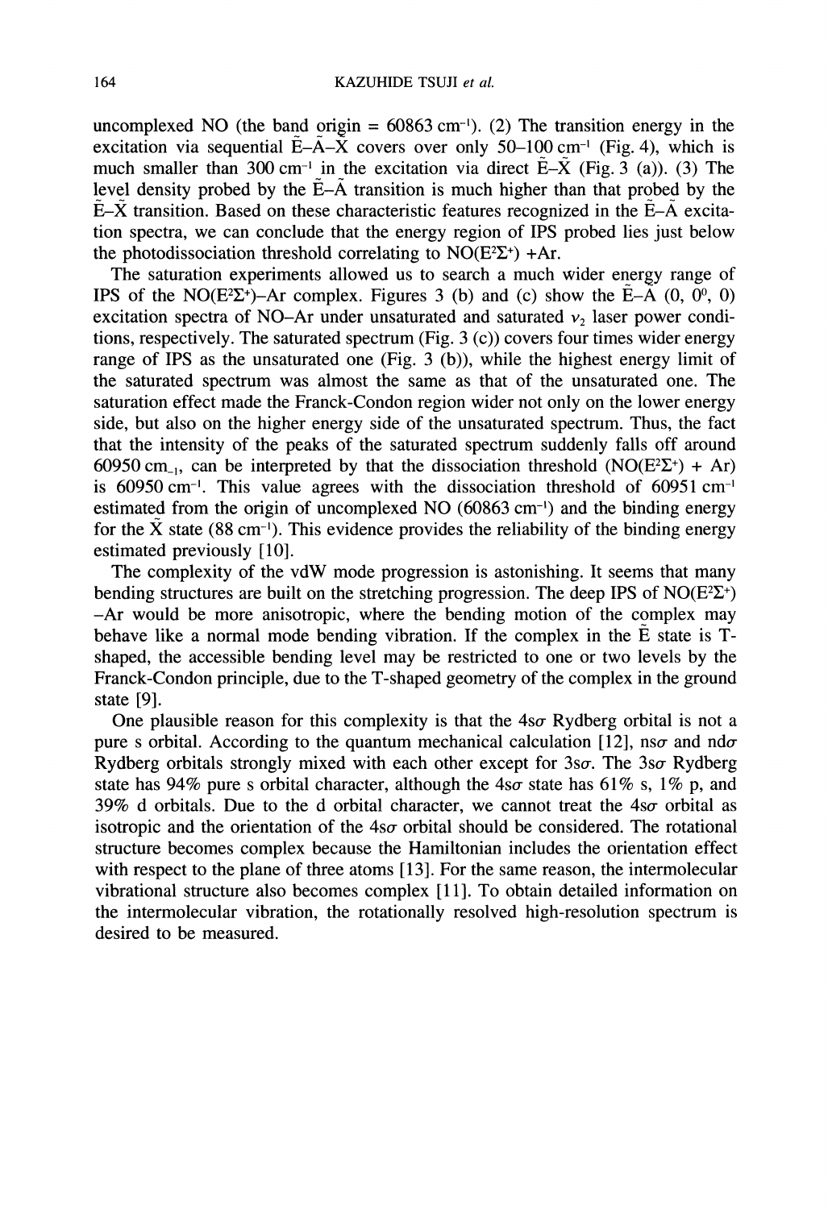uncomplexed NO (the band origin = 60863 cm$^{-1}$). (2) The transition energy in the excitation via sequential $\tilde{E}$–$\tilde{A}$–$\tilde{X}$ covers over only 50–100 cm$^{-1}$ (Fig. 4), which is much smaller than 300 cm$^{-1}$ in the excitation via direct $\tilde{E}$–$\tilde{X}$ (Fig. 3 (a)). (3) The level density probed by the $\tilde{E}$–$\tilde{A}$ transition is much higher than that probed by the $\tilde{E}$–$\tilde{X}$ transition. Based on these characteristic features recognized in the $\tilde{E}$–$\tilde{A}$ excitation spectra, we can conclude that the energy region of IPS probed lies just below the photodissociation threshold correlating to NO($E^2\Sigma^+$) +Ar.

The saturation experiments allowed us to search a much wider energy range of IPS of the NO($E^2\Sigma^+$)–Ar complex. Figures 3 (b) and (c) show the $\tilde{E}$–$\tilde{A}$ (0, $0^0$, 0) excitation spectra of NO–Ar under unsaturated and saturated $\nu_2$ laser power conditions, respectively. The saturated spectrum (Fig. 3 (c)) covers four times wider energy range of IPS as the unsaturated one (Fig. 3 (b)), while the highest energy limit of the saturated spectrum was almost the same as that of the unsaturated one. The saturation effect made the Franck-Condon region wider not only on the lower energy side, but also on the higher energy side of the unsaturated spectrum. Thus, the fact that the intensity of the peaks of the saturated spectrum suddenly falls off around 60950 cm$_{-1}$, can be interpreted by that the dissociation threshold (NO($E^2\Sigma^+$) + Ar) is 60950 cm$^{-1}$. This value agrees with the dissociation threshold of 60951 cm$^{-1}$ estimated from the origin of uncomplexed NO (60863 cm$^{-1}$) and the binding energy for the $\tilde{X}$ state (88 cm$^{-1}$). This evidence provides the reliability of the binding energy estimated previously [10].

The complexity of the vdW mode progression is astonishing. It seems that many bending structures are built on the stretching progression. The deep IPS of NO($E^2\Sigma^+$) –Ar would be more anisotropic, where the bending motion of the complex may behave like a normal mode bending vibration. If the complex in the $\tilde{E}$ state is T-shaped, the accessible bending level may be restricted to one or two levels by the Franck-Condon principle, due to the T-shaped geometry of the complex in the ground state [9].

One plausible reason for this complexity is that the 4s$\sigma$ Rydberg orbital is not a pure s orbital. According to the quantum mechanical calculation [12], ns$\sigma$ and nd$\sigma$ Rydberg orbitals strongly mixed with each other except for 3s$\sigma$. The 3s$\sigma$ Rydberg state has 94% pure s orbital character, although the 4s$\sigma$ state has 61% s, 1% p, and 39% d orbitals. Due to the d orbital character, we cannot treat the 4s$\sigma$ orbital as isotropic and the orientation of the 4s$\sigma$ orbital should be considered. The rotational structure becomes complex because the Hamiltonian includes the orientation effect with respect to the plane of three atoms [13]. For the same reason, the intermolecular vibrational structure also becomes complex [11]. To obtain detailed information on the intermolecular vibration, the rotationally resolved high-resolution spectrum is desired to be measured.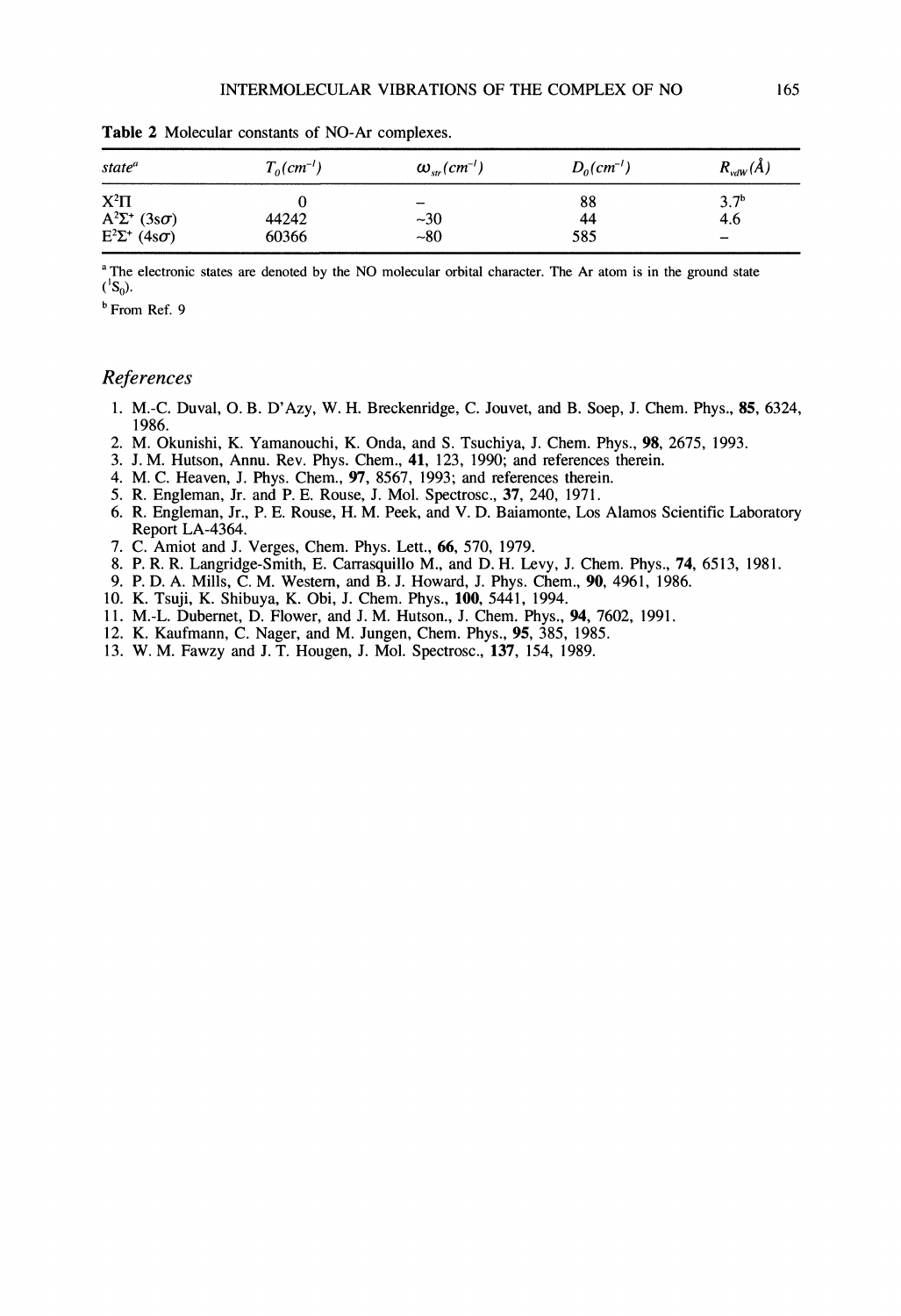**Table 2** Molecular constants of NO-Ar complexes.

| state[a] | $T_0(cm^{-1})$ | $\omega_{str}(cm^{-1})$ | $D_0(cm^{-1})$ | $R_{vdW}(Å)$ |
|---|---|---|---|---|
| $X^2\Pi$ | 0 | – | 88 | 3.7[b] |
| $A^2\Sigma^+$ ($3s\sigma$) | 44242 | ~30 | 44 | 4.6 |
| $E^2\Sigma^+$ ($4s\sigma$) | 60366 | ~80 | 585 | – |

[a] The electronic states are denoted by the NO molecular orbital character. The Ar atom is in the ground state ($^1S_0$).

[b] From Ref. 9

## *References*

1. M.-C. Duval, O. B. D'Azy, W. H. Breckenridge, C. Jouvet, and B. Soep, J. Chem. Phys., **85**, 6324, 1986.
2. M. Okunishi, K. Yamanouchi, K. Onda, and S. Tsuchiya, J. Chem. Phys., **98**, 2675, 1993.
3. J. M. Hutson, Annu. Rev. Phys. Chem., **41**, 123, 1990; and references therein.
4. M. C. Heaven, J. Phys. Chem., **97**, 8567, 1993; and references therein.
5. R. Engleman, Jr. and P. E. Rouse, J. Mol. Spectrosc., **37**, 240, 1971.
6. R. Engleman, Jr., P. E. Rouse, H. M. Peek, and V. D. Baiamonte, Los Alamos Scientific Laboratory Report LA-4364.
7. C. Amiot and J. Verges, Chem. Phys. Lett., **66**, 570, 1979.
8. P. R. R. Langridge-Smith, E. Carrasquillo M., and D. H. Levy, J. Chem. Phys., **74**, 6513, 1981.
9. P. D. A. Mills, C. M. Western, and B. J. Howard, J. Phys. Chem., **90**, 4961, 1986.
10. K. Tsuji, K. Shibuya, K. Obi, J. Chem. Phys., **100**, 5441, 1994.
11. M.-L. Dubernet, D. Flower, and J. M. Hutson., J. Chem. Phys., **94**, 7602, 1991.
12. K. Kaufmann, C. Nager, and M. Jungen, Chem. Phys., **95**, 385, 1985.
13. W. M. Fawzy and J. T. Hougen, J. Mol. Spectrosc., **137**, 154, 1989.